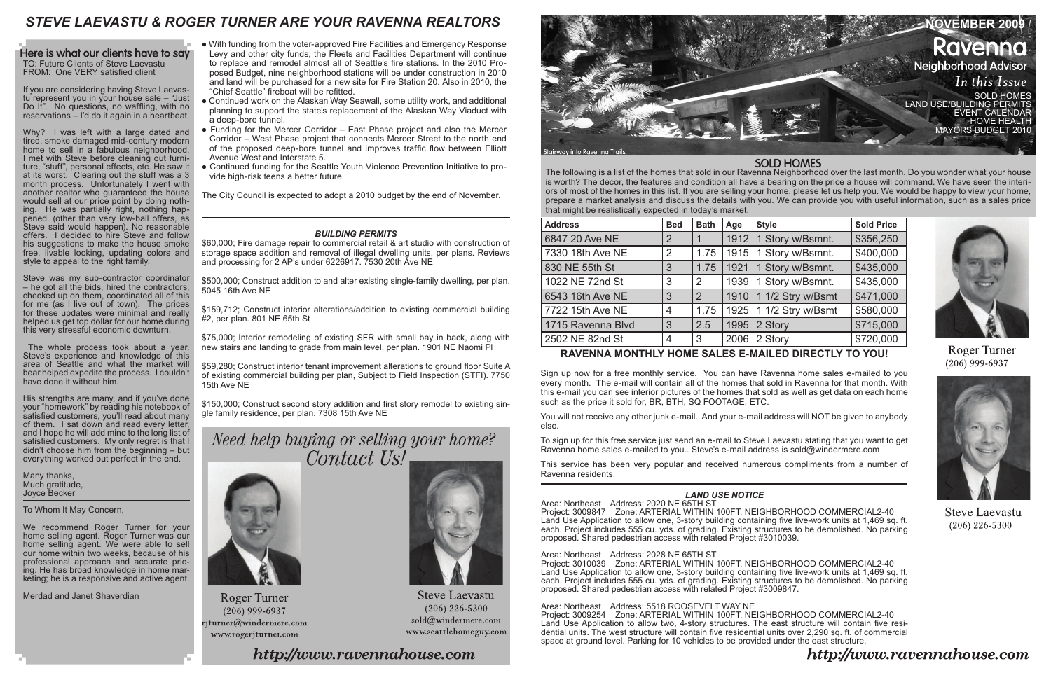# STEVE LAEVASTU & ROGER TURNER ARE YOUR RAVENNA REALTORS

## Here is what our clients have to say

TO: Future Clients of Steve Laevastu
FROM: One VERY satisfied client

If you are considering having Steve Laevastu represent you in your house sale – "Just Do It". No questions, no waffling, with no reservations – I'd do it again in a heartbeat.

Why? I was left with a large dated and tired, smoke damaged mid-century modern home to sell in a fabulous neighborhood. I met with Steve before cleaning out furniture, "stuff", personal effects, etc. He saw it at its worst. Clearing out the stuff was a 3 month process. Unfortunately I went with another realtor who guaranteed the house would sell at our price point by doing nothing. He was partially right, nothing happened. (other than very low-ball offers, as Steve said would happen). No reasonable offers. I decided to hire Steve and follow his suggestions to make the house smoke free, livable looking, updating colors and style to appeal to the right family.

Steve was my sub-contractor coordinator – he got all the bids, hired the contractors, checked up on them, coordinated all of this for me (as I live out of town). The prices for these updates were minimal and really helped us get top dollar for our home during this very stressful economic downturn.

The whole process took about a year. Steve's experience and knowledge of this area of Seattle and what the market will bear helped expedite the process. I couldn't have done it without him.

His strengths are many, and if you've done your "homework" by reading his notebook of satisfied customers, you'll read about many of them. I sat down and read every letter, and I hope he will add mine to the long list of satisfied customers. My only regret is that I didn't choose him from the beginning – but everything worked out perfect in the end.

Many thanks,
Much gratitude,
Joyce Becker

To Whom It May Concern,

We recommend Roger Turner for your home selling agent. Roger Turner was our home selling agent. We were able to sell our home within two weeks, because of his professional approach and accurate pricing. He has broad knowledge in home marketing; he is a responsive and active agent.

Merdad and Janet Shaverdian

- With funding from the voter-approved Fire Facilities and Emergency Response Levy and other city funds, the Fleets and Facilities Department will continue to replace and remodel almost all of Seattle's fire stations. In the 2010 Proposed Budget, nine neighborhood stations will be under construction in 2010 and land will be purchased for a new site for Fire Station 20. Also in 2010, the "Chief Seattle" fireboat will be refitted.
- Continued work on the Alaskan Way Seawall, some utility work, and additional planning to support the state's replacement of the Alaskan Way Viaduct with a deep-bore tunnel.
- Funding for the Mercer Corridor – East Phase project and also the Mercer Corridor – West Phase project that connects Mercer Street to the north end of the proposed deep-bore tunnel and improves traffic flow between Elliott Avenue West and Interstate 5.
- Continued funding for the Seattle Youth Violence Prevention Initiative to provide high-risk teens a better future.

The City Council is expected to adopt a 2010 budget by the end of November.

### *BUILDING PERMITS*

$60,000; Fire damage repair to commercial retail & art studio with construction of storage space addition and removal of illegal dwelling units, per plans. Reviews and processing for 2 AP's under 6226917. 7530 20th Ave NE

$500,000; Construct addition to and alter existing single-family dwelling, per plan. 5045 16th Ave NE

$159,712; Construct interior alterations/addition to existing commercial building #2, per plan. 801 NE 65th St

$75,000; Interior remodeling of existing SFR with small bay in back, along with new stairs and landing to grade from main level, per plan. 1901 NE Naomi Pl

$59,280; Construct interior tenant improvement alterations to ground floor Suite A of existing commercial building per plan, Subject to Field Inspection (STFI). 7750 15th Ave NE

$150,000; Construct second story addition and first story remodel to existing single family residence, per plan. 7308 15th Ave NE

*Need help buying or selling your home? Contact Us!*

Roger Turner
(206) 999-6937
rjturner@windermere.com
www.rogerjturner.com

Steve Laevastu
(206) 226-5300
sold@windermere.com
www.seattlehomeguy.com

http://www.ravennahouse.com

NOVEMBER 2009 /

# Ravenna Neighborhood Advisor

*In this Issue*

SOLD HOMES
LAND USE/BUILDING PERMITS
EVENT CALENDAR
HOME HEALTH
MAYORS BUDGET 2010

Stairway into Ravenna Trails

## SOLD HOMES

The following is a list of the homes that sold in our Ravenna Neighborhood over the last month. Do you wonder what your house is worth? The décor, the features and condition all have a bearing on the price a house will command. We have seen the interiors of most of the homes in this list. If you are selling your home, please let us help you. We would be happy to view your home, prepare a market analysis and discuss the details with you. We can provide you with useful information, such as a sales price that might be realistically expected in today's market.

| Address | Bed | Bath | Age | Style | Sold Price |
|---|---|---|---|---|---|
| 6847 20 Ave NE | 2 | 1 | 1912 | 1 Story w/Bsmnt. | $356,250 |
| 7330 18th Ave NE | 2 | 1.75 | 1915 | 1 Story w/Bsmnt. | $400,000 |
| 830 NE 55th St | 3 | 1.75 | 1921 | 1 Story w/Bsmnt. | $435,000 |
| 1022 NE 72nd St | 3 | 2 | 1939 | 1 Story w/Bsmnt. | $435,000 |
| 6543 16th Ave NE | 3 | 2 | 1910 | 1 1/2 Stry w/Bsmnt | $471,000 |
| 7722 15th Ave NE | 4 | 1.75 | 1925 | 1 1/2 Stry w/Bsmt | $580,000 |
| 1715 Ravenna Blvd | 3 | 2.5 | 1995 | 2 Story | $715,000 |
| 2502 NE 82nd St | 4 | 3 | 2006 | 2 Story | $720,000 |

Roger Turner
(206) 999-6937

Steve Laevastu
(206) 226-5300

### RAVENNA MONTHLY HOME SALES E-MAILED DIRECTLY TO YOU!

Sign up now for a free monthly service. You can have Ravenna home sales e-mailed to you every month. The e-mail will contain all of the homes that sold in Ravenna for that month. With this e-mail you can see interior pictures of the homes that sold as well as get data on each home such as the price it sold for, BR, BTH, SQ FOOTAGE, ETC.

You will not receive any other junk e-mail. And your e-mail address will NOT be given to anybody else.

To sign up for this free service just send an e-mail to Steve Laevastu stating that you want to get Ravenna home sales e-mailed to you.. Steve's e-mail address is sold@windermere.com

This service has been very popular and received numerous compliments from a number of Ravenna residents.

### *LAND USE NOTICE*

Area: Northeast Address: 2020 NE 65TH ST
Project: 3009847 Zone: ARTERIAL WITHIN 100FT, NEIGHBORHOOD COMMERCIAL2-40
Land Use Application to allow one, 3-story building containing five live-work units at 1,469 sq. ft. each. Project includes 555 cu. yds. of grading. Existing structures to be demolished. No parking proposed. Shared pedestrian access with related Project #3010039.

Area: Northeast Address: 2028 NE 65TH ST
Project: 3010039 Zone: ARTERIAL WITHIN 100FT, NEIGHBORHOOD COMMERCIAL2-40
Land Use Application to allow one, 3-story building containing five live-work units at 1,469 sq. ft. each. Project includes 555 cu. yds. of grading. Existing structures to be demolished. No parking proposed. Shared pedestrian access with related Project #3009847.

Area: Northeast Address: 5518 ROOSEVELT WAY NE
Project: 3009254 Zone: ARTERIAL WITHIN 100FT, NEIGHBORHOOD COMMERCIAL2-40
Land Use Application to allow two, 4-story structures. The east structure will contain five residential units. The west structure will contain five residential units over 2,290 sq. ft. of commercial space at ground level. Parking for 10 vehicles to be provided under the east structure.

http://www.ravennahouse.com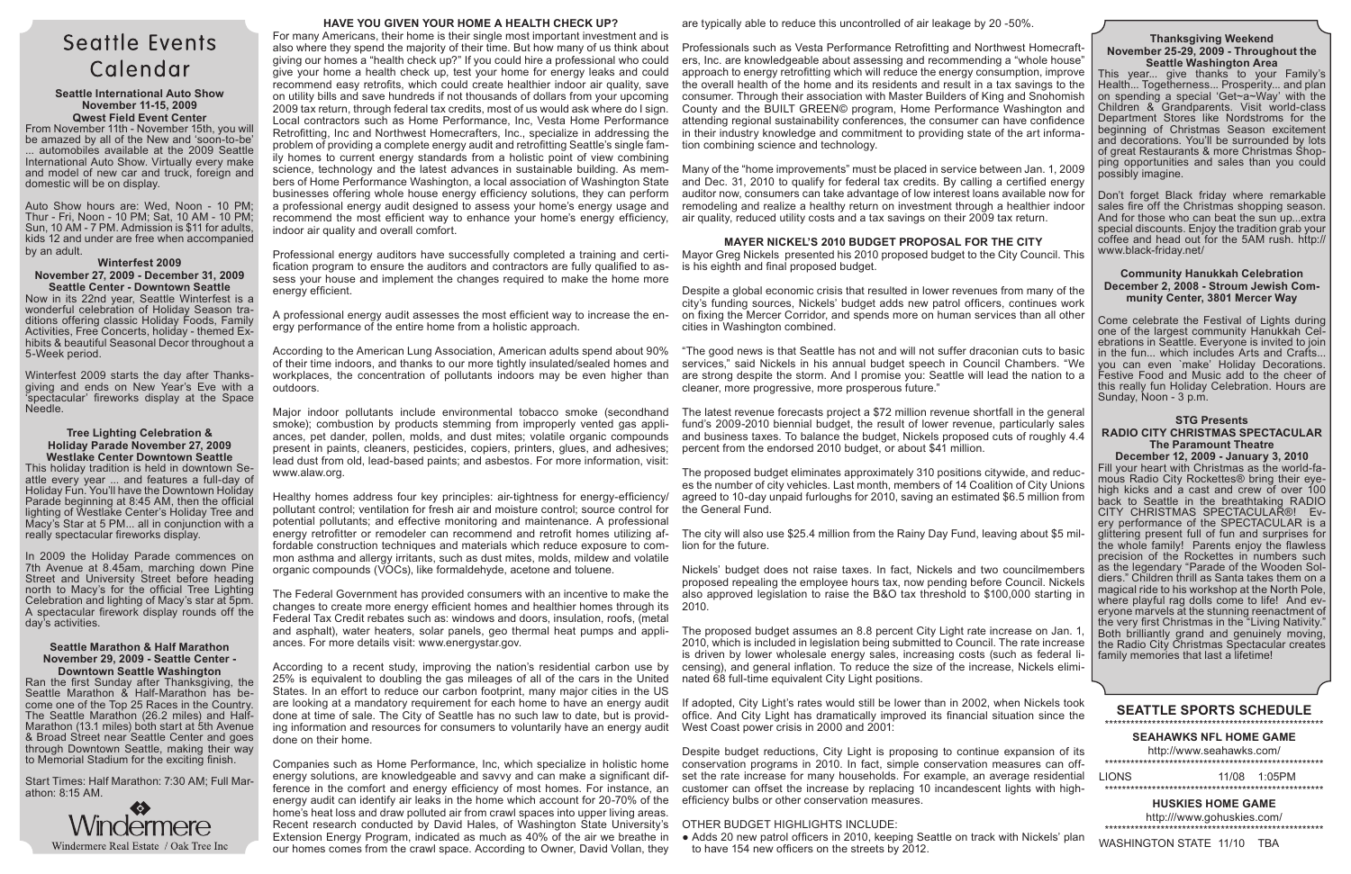# Seattle Events Calendar

**Seattle International Auto Show**
**November 11-15, 2009**
**Qwest Field Event Center**

From November 11th - November 15th, you will be amazed by all of the New and 'soon-to-be' ... automobiles available at the 2009 Seattle International Auto Show. Virtually every make and model of new car and truck, foreign and domestic will be on display.

Auto Show hours are: Wed, Noon - 10 PM; Thur - Fri, Noon - 10 PM; Sat, 10 AM - 10 PM; Sun, 10 AM - 7 PM. Admission is $11 for adults, kids 12 and under are free when accompanied by an adult.

**Winterfest 2009**
**November 27, 2009 - December 31, 2009**
**Seattle Center - Downtown Seattle**

Now in its 22nd year, Seattle Winterfest is a wonderful celebration of Holiday Season traditions offering classic Holiday Foods, Family Activities, Free Concerts, holiday - themed Exhibits & beautiful Seasonal Decor throughout a 5-Week period.

Winterfest 2009 starts the day after Thanksgiving and ends on New Year's Eve with a 'spectacular' fireworks display at the Space Needle.

**Tree Lighting Celebration &**
**Holiday Parade November 27, 2009**
**Westlake Center Downtown Seattle**

This holiday tradition is held in downtown Seattle every year ... and features a full-day of Holiday Fun. You'll have the Downtown Holiday Parade beginning at 8:45 AM, then the official lighting of Westlake Center's Holiday Tree and Macy's Star at 5 PM... all in conjunction with a really spectacular fireworks display.

In 2009 the Holiday Parade commences on 7th Avenue at 8.45am, marching down Pine Street and University Street before heading north to Macy's for the official Tree Lighting Celebration and lighting of Macy's star at 5pm. A spectacular firework display rounds off the day's activities.

**Seattle Marathon & Half Marathon**
**November 29, 2009 - Seattle Center -**
**Downtown Seattle Washington**

Ran the first Sunday after Thanksgiving, the Seattle Marathon & Half-Marathon has become one of the Top 25 Races in the Country. The Seattle Marathon (26.2 miles) and Half-Marathon (13.1 miles) both start at 5th Avenue & Broad Street near Seattle Center and goes through Downtown Seattle, making their way to Memorial Stadium for the exciting finish.

Start Times: Half Marathon: 7:30 AM; Full Marathon: 8:15 AM.

Windermere
Windermere Real Estate / Oak Tree Inc

## HAVE YOU GIVEN YOUR HOME A HEALTH CHECK UP?

For many Americans, their home is their single most important investment and is also where they spend the majority of their time. But how many of us think about giving our homes a "health check up?" If you could hire a professional who could give your home a health check up, test your home for energy leaks and could recommend easy retrofits, which could create healthier indoor air quality, save on utility bills and save hundreds if not thousands of dollars from your upcoming 2009 tax return, through federal tax credits, most of us would ask where do I sign. Local contractors such as Home Performance, Inc, Vesta Home Performance Retrofitting, Inc and Northwest Homecrafters, Inc., specialize in addressing the problem of providing a complete energy audit and retrofitting Seattle's single family homes to current energy standards from a holistic point of view combining science, technology and the latest advances in sustainable building. As members of Home Performance Washington, a local association of Washington State businesses offering whole house energy efficiency solutions, they can perform a professional energy audit designed to assess your home's energy usage and recommend the most efficient way to enhance your home's energy efficiency, indoor air quality and overall comfort.

Professional energy auditors have successfully completed a training and certification program to ensure the auditors and contractors are fully qualified to assess your house and implement the changes required to make the home more energy efficient.

A professional energy audit assesses the most efficient way to increase the energy performance of the entire home from a holistic approach.

According to the American Lung Association, American adults spend about 90% of their time indoors, and thanks to our more tightly insulated/sealed homes and workplaces, the concentration of pollutants indoors may be even higher than outdoors.

Major indoor pollutants include environmental tobacco smoke (secondhand smoke); combustion by products stemming from improperly vented gas appliances, pet dander, pollen, molds, and dust mites; volatile organic compounds present in paints, cleaners, pesticides, copiers, printers, glues, and adhesives; lead dust from old, lead-based paints; and asbestos. For more information, visit: www.alaw.org.

Healthy homes address four key principles: air-tightness for energy-efficiency/pollutant control; ventilation for fresh air and moisture control; source control for potential pollutants; and effective monitoring and maintenance. A professional energy retrofitter or remodeler can recommend and retrofit homes utilizing affordable construction techniques and materials which reduce exposure to common asthma and allergy irritants, such as dust mites, molds, mildew and volatile organic compounds (VOCs), like formaldehyde, acetone and toluene.

The Federal Government has provided consumers with an incentive to make the changes to create more energy efficient homes and healthier homes through its Federal Tax Credit rebates such as: windows and doors, insulation, roofs, (metal and asphalt), water heaters, solar panels, geo thermal heat pumps and appliances. For more details visit: www.energystar.gov.

According to a recent study, improving the nation's residential carbon use by 25% is equivalent to doubling the gas mileages of all of the cars in the United States. In an effort to reduce our carbon footprint, many major cities in the US are looking at a mandatory requirement for each home to have an energy audit done at time of sale. The City of Seattle has no such law to date, but is providing information and resources for consumers to voluntarily have an energy audit done on their home.

Companies such as Home Performance, Inc, which specialize in holistic home energy solutions, are knowledgeable and savvy and can make a significant difference in the comfort and energy efficiency of most homes. For instance, an energy audit can identify air leaks in the home which account for 20-70% of the home's heat loss and draw polluted air from crawl spaces into upper living areas. Recent research conducted by David Hales, of Washington State University's Extension Energy Program, indicated as much as 40% of the air we breathe in our homes comes from the crawl space. According to Owner, David Vollan, they are typically able to reduce this uncontrolled of air leakage by 20 -50%.

Professionals such as Vesta Performance Retrofitting and Northwest Homecrafters, Inc. are knowledgeable about assessing and recommending a "whole house" approach to energy retrofitting which will reduce the energy consumption, improve the overall health of the home and its residents and result in a tax savings to the consumer. Through their association with Master Builders of King and Snohomish County and the BUILT GREEN© program, Home Performance Washington and attending regional sustainability conferences, the consumer can have confidence in their industry knowledge and commitment to providing state of the art information combining science and technology.

Many of the "home improvements" must be placed in service between Jan. 1, 2009 and Dec. 31, 2010 to qualify for federal tax credits. By calling a certified energy auditor now, consumers can take advantage of low interest loans available now for remodeling and realize a healthy return on investment through a healthier indoor air quality, reduced utility costs and a tax savings on their 2009 tax return.

## MAYER NICKEL'S 2010 BUDGET PROPOSAL FOR THE CITY

Mayor Greg Nickels presented his 2010 proposed budget to the City Council. This is his eighth and final proposed budget.

Despite a global economic crisis that resulted in lower revenues from many of the city's funding sources, Nickels' budget adds new patrol officers, continues work on fixing the Mercer Corridor, and spends more on human services than all other cities in Washington combined.

"The good news is that Seattle has not and will not suffer draconian cuts to basic services," said Nickels in his annual budget speech in Council Chambers. "We are strong despite the storm. And I promise you: Seattle will lead the nation to a cleaner, more progressive, more prosperous future."

The latest revenue forecasts project a $72 million revenue shortfall in the general fund's 2009-2010 biennial budget, the result of lower revenue, particularly sales and business taxes. To balance the budget, Nickels proposed cuts of roughly 4.4 percent from the endorsed 2010 budget, or about $41 million.

The proposed budget eliminates approximately 310 positions citywide, and reduces the number of city vehicles. Last month, members of 14 Coalition of City Unions agreed to 10-day unpaid furloughs for 2010, saving an estimated $6.5 million from the General Fund.

The city will also use $25.4 million from the Rainy Day Fund, leaving about $5 million for the future.

Nickels' budget does not raise taxes. In fact, Nickels and two councilmembers proposed repealing the employee hours tax, now pending before Council. Nickels also approved legislation to raise the B&O tax threshold to $100,000 starting in 2010.

The proposed budget assumes an 8.8 percent City Light rate increase on Jan. 1, 2010, which is included in legislation being submitted to Council. The rate increase is driven by lower wholesale energy sales, increasing costs (such as federal licensing), and general inflation. To reduce the size of the increase, Nickels eliminated 68 full-time equivalent City Light positions.

If adopted, City Light's rates would still be lower than in 2002, when Nickels took office. And City Light has dramatically improved its financial situation since the West Coast power crisis in 2000 and 2001:

Despite budget reductions, City Light is proposing to continue expansion of its conservation programs in 2010. In fact, simple conservation measures can offset the rate increase for many households. For example, an average residential customer can offset the increase by replacing 10 incandescent lights with high-efficiency bulbs or other conservation measures.

OTHER BUDGET HIGHLIGHTS INCLUDE:

- Adds 20 new patrol officers in 2010, keeping Seattle on track with Nickels' plan to have 154 new officers on the streets by 2012.

**Thanksgiving Weekend**
**November 25-29, 2009 - Throughout the Seattle Washington Area**

This year... give thanks to your Family's Health... Togetherness... Prosperity... and plan on spending a special 'Get~a~Way' with the Children & Grandparents. Visit world-class Department Stores like Nordstroms for the beginning of Christmas Season excitement and decorations. You'll be surrounded by lots of great Restaurants & more Christmas Shopping opportunities and sales than you could possibly imagine.

Don't forget Black friday where remarkable sales fire off the Christmas shopping season. And for those who can beat the sun up...extra special discounts. Enjoy the tradition grab your coffee and head out for the 5AM rush. http://www.black-friday.net/

**Community Hanukkah Celebration**
**December 2, 2008 - Stroum Jewish Community Center, 3801 Mercer Way**

Come celebrate the Festival of Lights during one of the largest community Hanukkah Celebrations in Seattle. Everyone is invited to join in the fun... which includes Arts and Crafts... you can even `make' Holiday Decorations. Festive Food and Music add to the cheer of this really fun Holiday Celebration. Hours are Sunday, Noon - 3 p.m.

**STG Presents**
**RADIO CITY CHRISTMAS SPECTACULAR**
**The Paramount Theatre**
**December 12, 2009 - January 3, 2010**

Fill your heart with Christmas as the world-famous Radio City Rockettes® bring their eye-high kicks and a cast and crew of over 100 back to Seattle in the breathtaking RADIO CITY CHRISTMAS SPECTACULAR®! Every performance of the SPECTACULAR is a glittering present full of fun and surprises for the whole family! Parents enjoy the flawless precision of the Rockettes in numbers such as the legendary "Parade of the Wooden Soldiers." Children thrill as Santa takes them on a magical ride to his workshop at the North Pole, where playful rag dolls come to life! And everyone marvels at the stunning reenactment of the very first Christmas in the "Living Nativity." Both brilliantly grand and genuinely moving, the Radio City Christmas Spectacular creates family memories that last a lifetime!

## SEATTLE SPORTS SCHEDULE

**SEAHAWKS NFL HOME GAME**
http://www.seahawks.com/

LIONS 11/08 1:05PM

**HUSKIES HOME GAME**
http://www.gohuskies.com/

WASHINGTON STATE 11/10 TBA